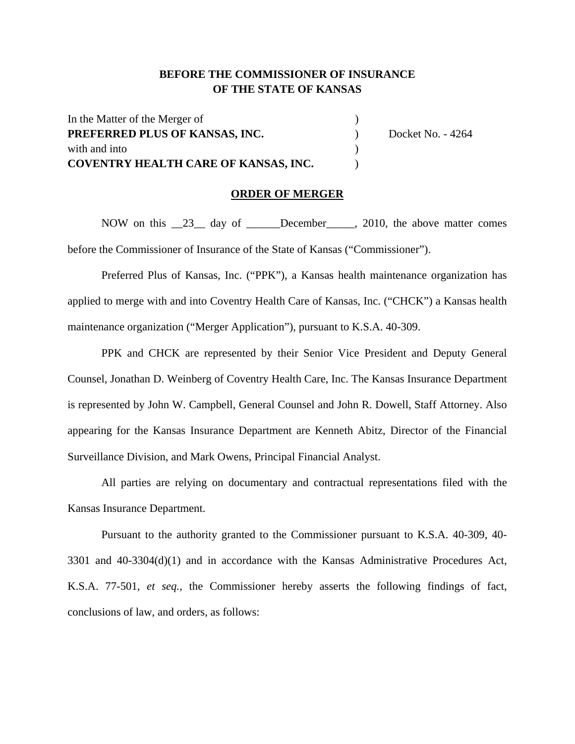**BEFORE THE COMMISSIONER OF INSURANCE**
**OF THE STATE OF KANSAS**

In the Matter of the Merger of )
**PREFERRED PLUS OF KANSAS, INC.** ) Docket No. - 4264
with and into )
**COVENTRY HEALTH CARE OF KANSAS, INC.** )

**ORDER OF MERGER**

NOW on this \_\_23\_\_ day of \_\_\_\_\_\_December\_\_\_\_\_, 2010, the above matter comes before the Commissioner of Insurance of the State of Kansas ("Commissioner").

Preferred Plus of Kansas, Inc. ("PPK"), a Kansas health maintenance organization has applied to merge with and into Coventry Health Care of Kansas, Inc. ("CHCK") a Kansas health maintenance organization ("Merger Application"), pursuant to K.S.A. 40-309.

PPK and CHCK are represented by their Senior Vice President and Deputy General Counsel, Jonathan D. Weinberg of Coventry Health Care, Inc. The Kansas Insurance Department is represented by John W. Campbell, General Counsel and John R. Dowell, Staff Attorney. Also appearing for the Kansas Insurance Department are Kenneth Abitz, Director of the Financial Surveillance Division, and Mark Owens, Principal Financial Analyst.

All parties are relying on documentary and contractual representations filed with the Kansas Insurance Department.

Pursuant to the authority granted to the Commissioner pursuant to K.S.A. 40-309, 40-3301 and 40-3304(d)(1) and in accordance with the Kansas Administrative Procedures Act, K.S.A. 77-501, *et seq.*, the Commissioner hereby asserts the following findings of fact, conclusions of law, and orders, as follows: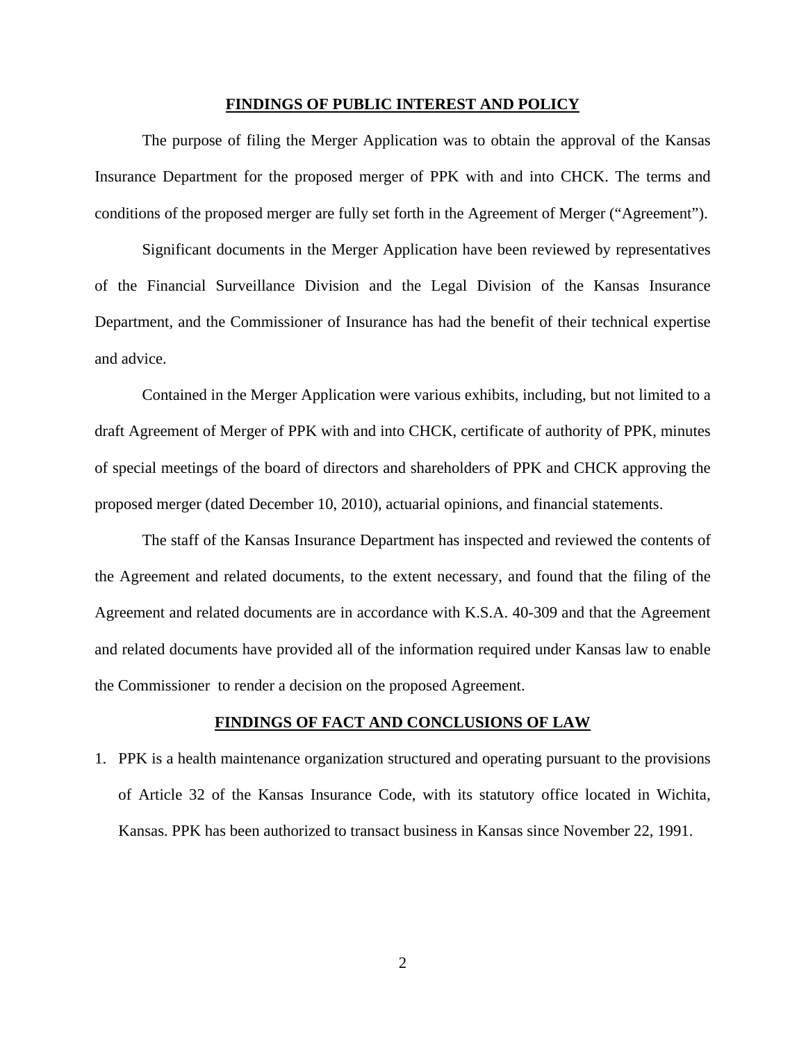## FINDINGS OF PUBLIC INTEREST AND POLICY

The purpose of filing the Merger Application was to obtain the approval of the Kansas Insurance Department for the proposed merger of PPK with and into CHCK. The terms and conditions of the proposed merger are fully set forth in the Agreement of Merger ("Agreement").

Significant documents in the Merger Application have been reviewed by representatives of the Financial Surveillance Division and the Legal Division of the Kansas Insurance Department, and the Commissioner of Insurance has had the benefit of their technical expertise and advice.

Contained in the Merger Application were various exhibits, including, but not limited to a draft Agreement of Merger of PPK with and into CHCK, certificate of authority of PPK, minutes of special meetings of the board of directors and shareholders of PPK and CHCK approving the proposed merger (dated December 10, 2010), actuarial opinions, and financial statements.

The staff of the Kansas Insurance Department has inspected and reviewed the contents of the Agreement and related documents, to the extent necessary, and found that the filing of the Agreement and related documents are in accordance with K.S.A. 40-309 and that the Agreement and related documents have provided all of the information required under Kansas law to enable the Commissioner to render a decision on the proposed Agreement.

## FINDINGS OF FACT AND CONCLUSIONS OF LAW

1. PPK is a health maintenance organization structured and operating pursuant to the provisions of Article 32 of the Kansas Insurance Code, with its statutory office located in Wichita, Kansas. PPK has been authorized to transact business in Kansas since November 22, 1991.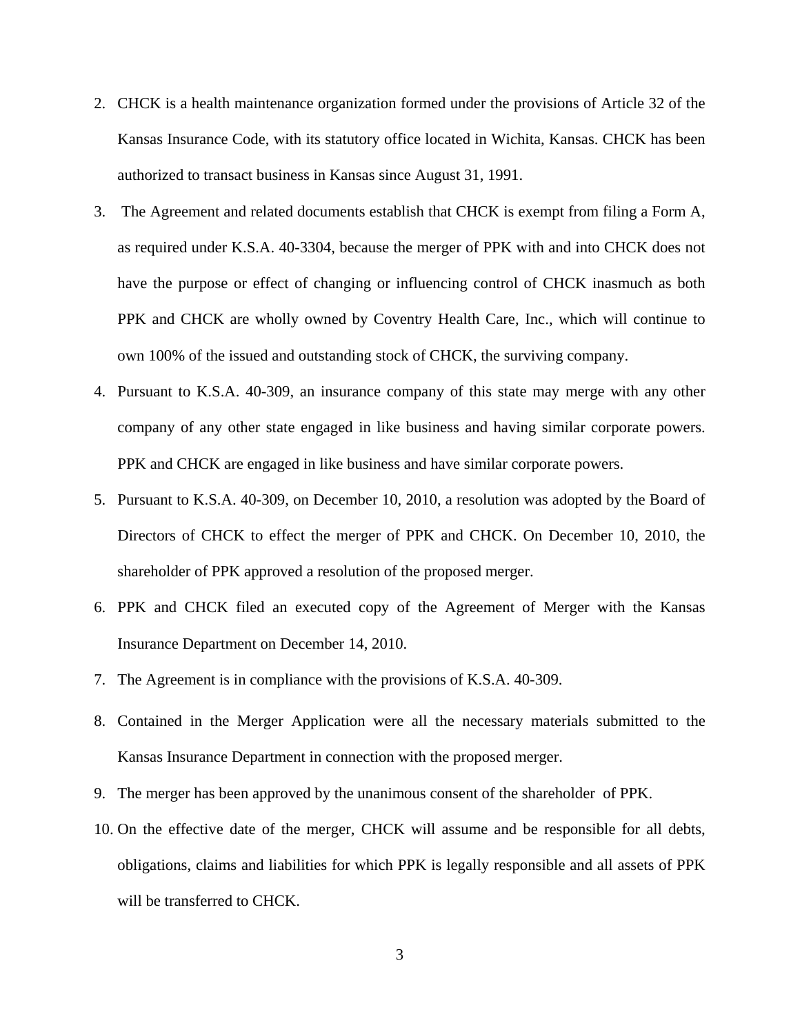2. CHCK is a health maintenance organization formed under the provisions of Article 32 of the Kansas Insurance Code, with its statutory office located in Wichita, Kansas. CHCK has been authorized to transact business in Kansas since August 31, 1991.

3. The Agreement and related documents establish that CHCK is exempt from filing a Form A, as required under K.S.A. 40-3304, because the merger of PPK with and into CHCK does not have the purpose or effect of changing or influencing control of CHCK inasmuch as both PPK and CHCK are wholly owned by Coventry Health Care, Inc., which will continue to own 100% of the issued and outstanding stock of CHCK, the surviving company.

4. Pursuant to K.S.A. 40-309, an insurance company of this state may merge with any other company of any other state engaged in like business and having similar corporate powers. PPK and CHCK are engaged in like business and have similar corporate powers.

5. Pursuant to K.S.A. 40-309, on December 10, 2010, a resolution was adopted by the Board of Directors of CHCK to effect the merger of PPK and CHCK. On December 10, 2010, the shareholder of PPK approved a resolution of the proposed merger.

6. PPK and CHCK filed an executed copy of the Agreement of Merger with the Kansas Insurance Department on December 14, 2010.

7. The Agreement is in compliance with the provisions of K.S.A. 40-309.

8. Contained in the Merger Application were all the necessary materials submitted to the Kansas Insurance Department in connection with the proposed merger.

9. The merger has been approved by the unanimous consent of the shareholder of PPK.

10. On the effective date of the merger, CHCK will assume and be responsible for all debts, obligations, claims and liabilities for which PPK is legally responsible and all assets of PPK will be transferred to CHCK.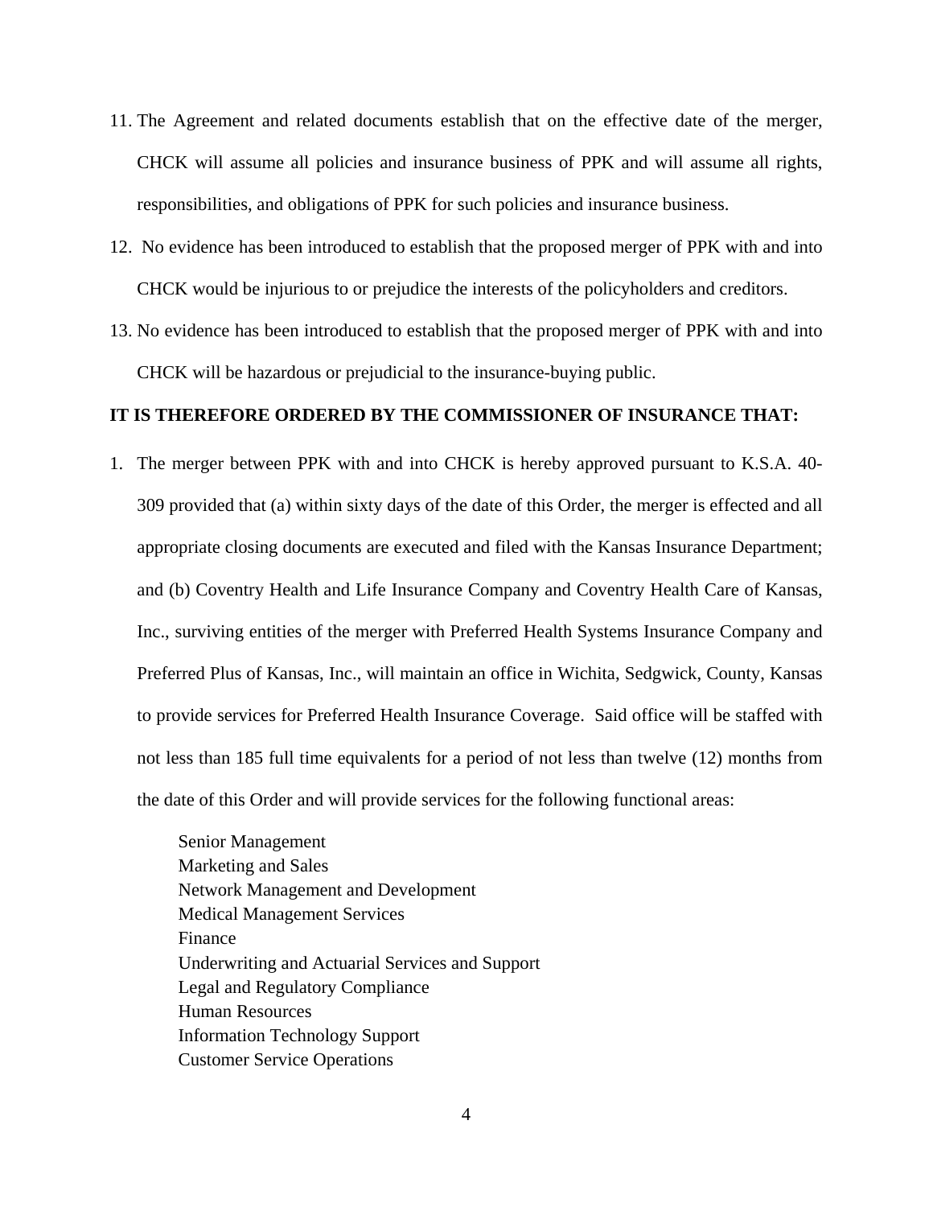11. The Agreement and related documents establish that on the effective date of the merger, CHCK will assume all policies and insurance business of PPK and will assume all rights, responsibilities, and obligations of PPK for such policies and insurance business.

12. No evidence has been introduced to establish that the proposed merger of PPK with and into CHCK would be injurious to or prejudice the interests of the policyholders and creditors.

13. No evidence has been introduced to establish that the proposed merger of PPK with and into CHCK will be hazardous or prejudicial to the insurance-buying public.

**IT IS THEREFORE ORDERED BY THE COMMISSIONER OF INSURANCE THAT:**

1. The merger between PPK with and into CHCK is hereby approved pursuant to K.S.A. 40-309 provided that (a) within sixty days of the date of this Order, the merger is effected and all appropriate closing documents are executed and filed with the Kansas Insurance Department; and (b) Coventry Health and Life Insurance Company and Coventry Health Care of Kansas, Inc., surviving entities of the merger with Preferred Health Systems Insurance Company and Preferred Plus of Kansas, Inc., will maintain an office in Wichita, Sedgwick, County, Kansas to provide services for Preferred Health Insurance Coverage. Said office will be staffed with not less than 185 full time equivalents for a period of not less than twelve (12) months from the date of this Order and will provide services for the following functional areas:

   Senior Management
   Marketing and Sales
   Network Management and Development
   Medical Management Services
   Finance
   Underwriting and Actuarial Services and Support
   Legal and Regulatory Compliance
   Human Resources
   Information Technology Support
   Customer Service Operations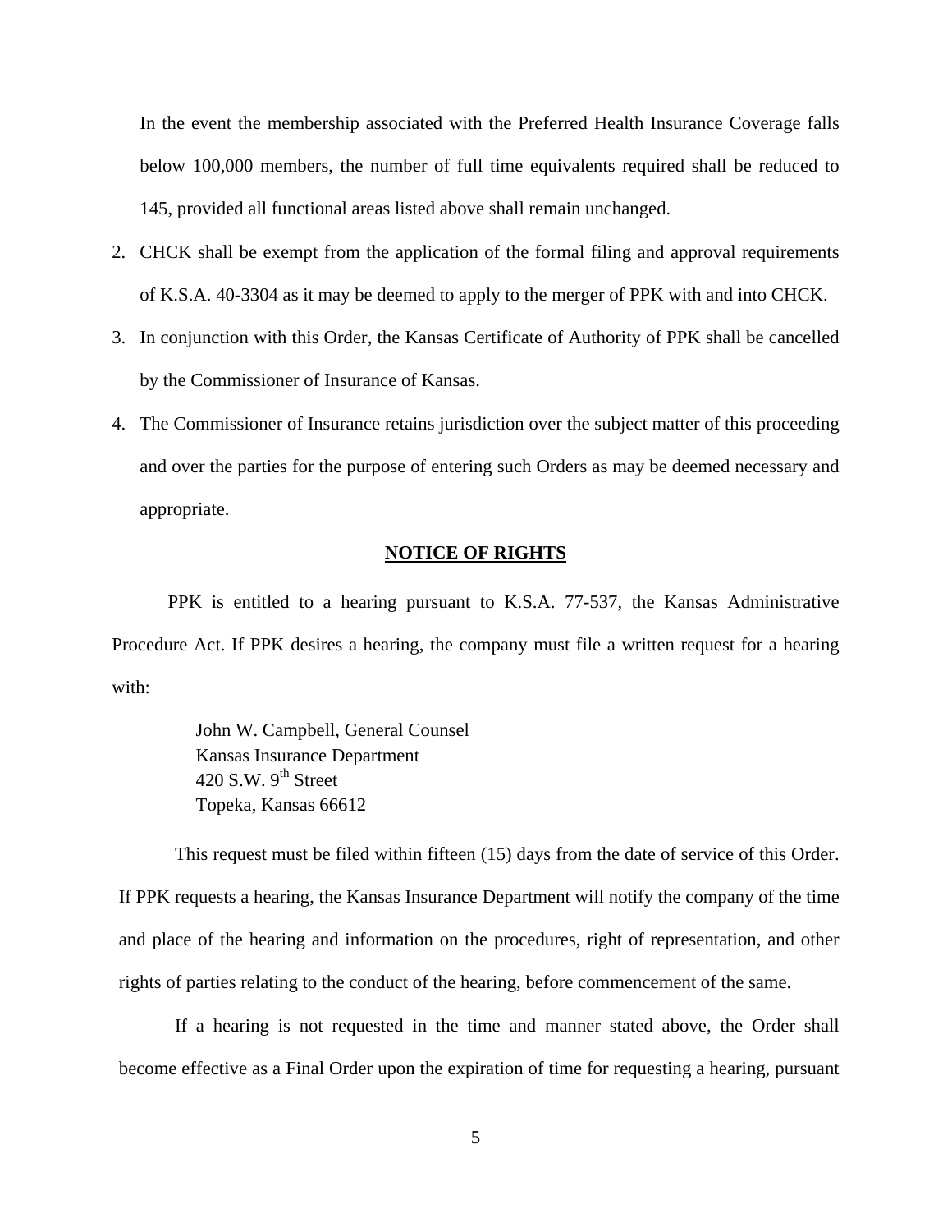In the event the membership associated with the Preferred Health Insurance Coverage falls below 100,000 members, the number of full time equivalents required shall be reduced to 145, provided all functional areas listed above shall remain unchanged.

2. CHCK shall be exempt from the application of the formal filing and approval requirements of K.S.A. 40-3304 as it may be deemed to apply to the merger of PPK with and into CHCK.
3. In conjunction with this Order, the Kansas Certificate of Authority of PPK shall be cancelled by the Commissioner of Insurance of Kansas.
4. The Commissioner of Insurance retains jurisdiction over the subject matter of this proceeding and over the parties for the purpose of entering such Orders as may be deemed necessary and appropriate.

## NOTICE OF RIGHTS

PPK is entitled to a hearing pursuant to K.S.A. 77-537, the Kansas Administrative Procedure Act. If PPK desires a hearing, the company must file a written request for a hearing with:

John W. Campbell, General Counsel
Kansas Insurance Department
420 S.W. 9th Street
Topeka, Kansas 66612

This request must be filed within fifteen (15) days from the date of service of this Order. If PPK requests a hearing, the Kansas Insurance Department will notify the company of the time and place of the hearing and information on the procedures, right of representation, and other rights of parties relating to the conduct of the hearing, before commencement of the same.

If a hearing is not requested in the time and manner stated above, the Order shall become effective as a Final Order upon the expiration of time for requesting a hearing, pursuant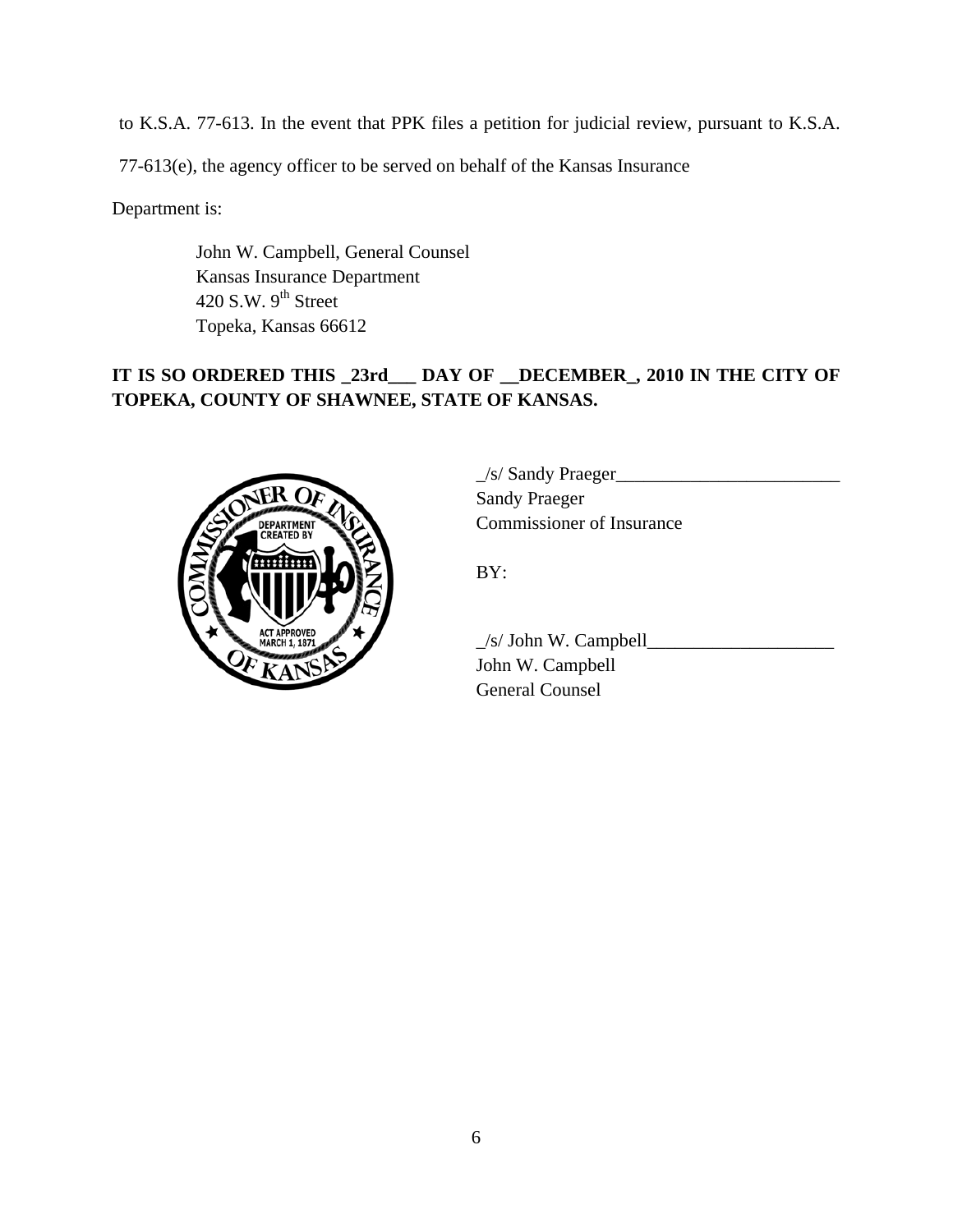to K.S.A. 77-613. In the event that PPK files a petition for judicial review, pursuant to K.S.A. 77-613(e), the agency officer to be served on behalf of the Kansas Insurance Department is:

John W. Campbell, General Counsel
Kansas Insurance Department
420 S.W. 9th Street
Topeka, Kansas 66612

**IT IS SO ORDERED THIS _23rd___ DAY OF __DECEMBER_, 2010 IN THE CITY OF TOPEKA, COUNTY OF SHAWNEE, STATE OF KANSAS.**

_/s/ Sandy Praeger________________________
Sandy Praeger
Commissioner of Insurance

BY:

_/s/ John W. Campbell____________________
John W. Campbell
General Counsel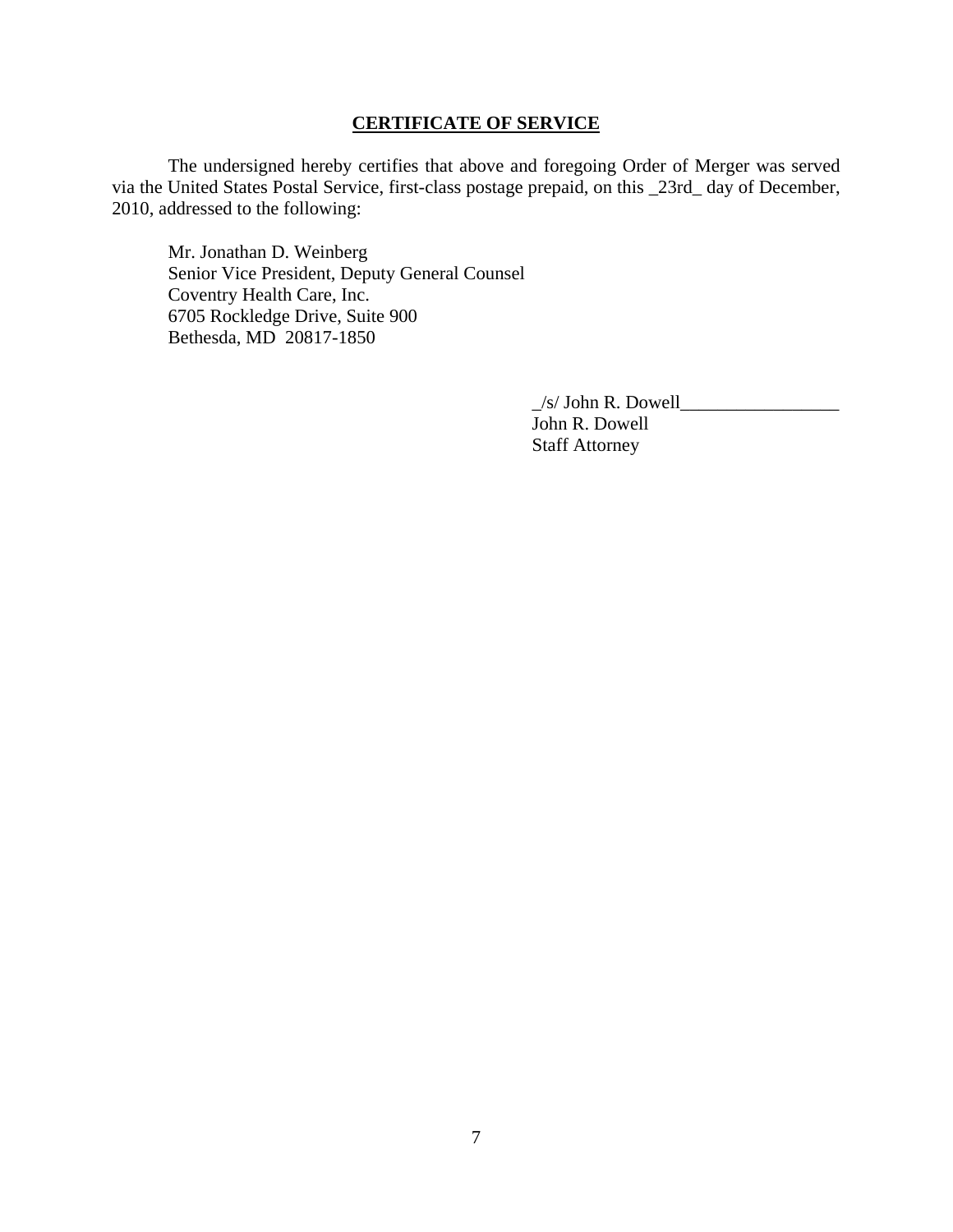## CERTIFICATE OF SERVICE

The undersigned hereby certifies that above and foregoing Order of Merger was served via the United States Postal Service, first-class postage prepaid, on this _23rd_ day of December, 2010, addressed to the following:

Mr. Jonathan D. Weinberg
Senior Vice President, Deputy General Counsel
Coventry Health Care, Inc.
6705 Rockledge Drive, Suite 900
Bethesda, MD 20817-1850

_/s/ John R. Dowell_________________
John R. Dowell
Staff Attorney